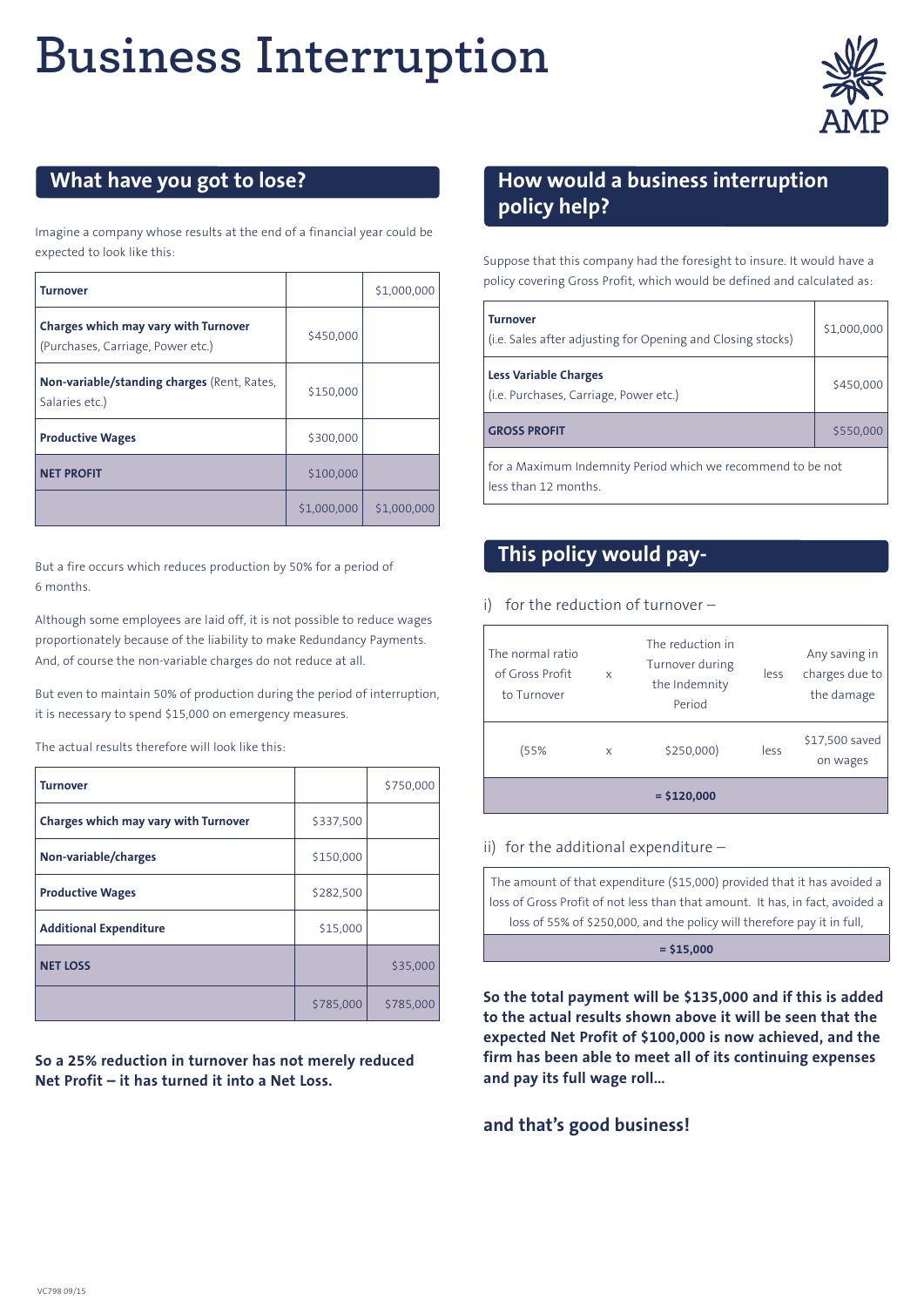# Business Interruption

## What have you got to lose?

Imagine a company whose results at the end of a financial year could be expected to look like this:

| | | |
|---|---|---|
| **Turnover** | | $1,000,000 |
| **Charges which may vary with Turnover** (Purchases, Carriage, Power etc.) | $450,000 | |
| **Non-variable/standing charges** (Rent, Rates, Salaries etc.) | $150,000 | |
| **Productive Wages** | $300,000 | |
| **NET PROFIT** | $100,000 | |
| | $1,000,000 | $1,000,000 |

But a fire occurs which reduces production by 50% for a period of 6 months.

Although some employees are laid off, it is not possible to reduce wages proportionately because of the liability to make Redundancy Payments. And, of course the non-variable charges do not reduce at all.

But even to maintain 50% of production during the period of interruption, it is necessary to spend $15,000 on emergency measures.

The actual results therefore will look like this:

| | | |
|---|---|---|
| **Turnover** | | $750,000 |
| **Charges which may vary with Turnover** | $337,500 | |
| **Non-variable/charges** | $150,000 | |
| **Productive Wages** | $282,500 | |
| **Additional Expenditure** | $15,000 | |
| **NET LOSS** | | $35,000 |
| | $785,000 | $785,000 |

**So a 25% reduction in turnover has not merely reduced Net Profit – it has turned it into a Net Loss.**

## How would a business interruption policy help?

Suppose that this company had the foresight to insure. It would have a policy covering Gross Profit, which would be defined and calculated as:

| | |
|---|---|
| **Turnover** (i.e. Sales after adjusting for Opening and Closing stocks) | $1,000,000 |
| **Less Variable Charges** (i.e. Purchases, Carriage, Power etc.) | $450,000 |
| **GROSS PROFIT** | $550,000 |
| for a Maximum Indemnity Period which we recommend to be not less than 12 months. | |

## This policy would pay-

i) for the reduction of turnover –

| The normal ratio of Gross Profit to Turnover | x | The reduction in Turnover during the Indemnity Period | less | Any saving in charges due to the damage |
|---|---|---|---|---|
| (55% | x | $250,000) | less | $17,500 saved on wages |
| | | **= $120,000** | | |

ii) for the additional expenditure –

| |
|---|
| The amount of that expenditure ($15,000) provided that it has avoided a loss of Gross Profit of not less than that amount. It has, in fact, avoided a loss of 55% of $250,000, and the policy will therefore pay it in full, |
| **= $15,000** |

**So the total payment will be $135,000 and if this is added to the actual results shown above it will be seen that the expected Net Profit of $100,000 is now achieved, and the firm has been able to meet all of its continuing expenses and pay its full wage roll...**

**and that's good business!**

VC798 09/15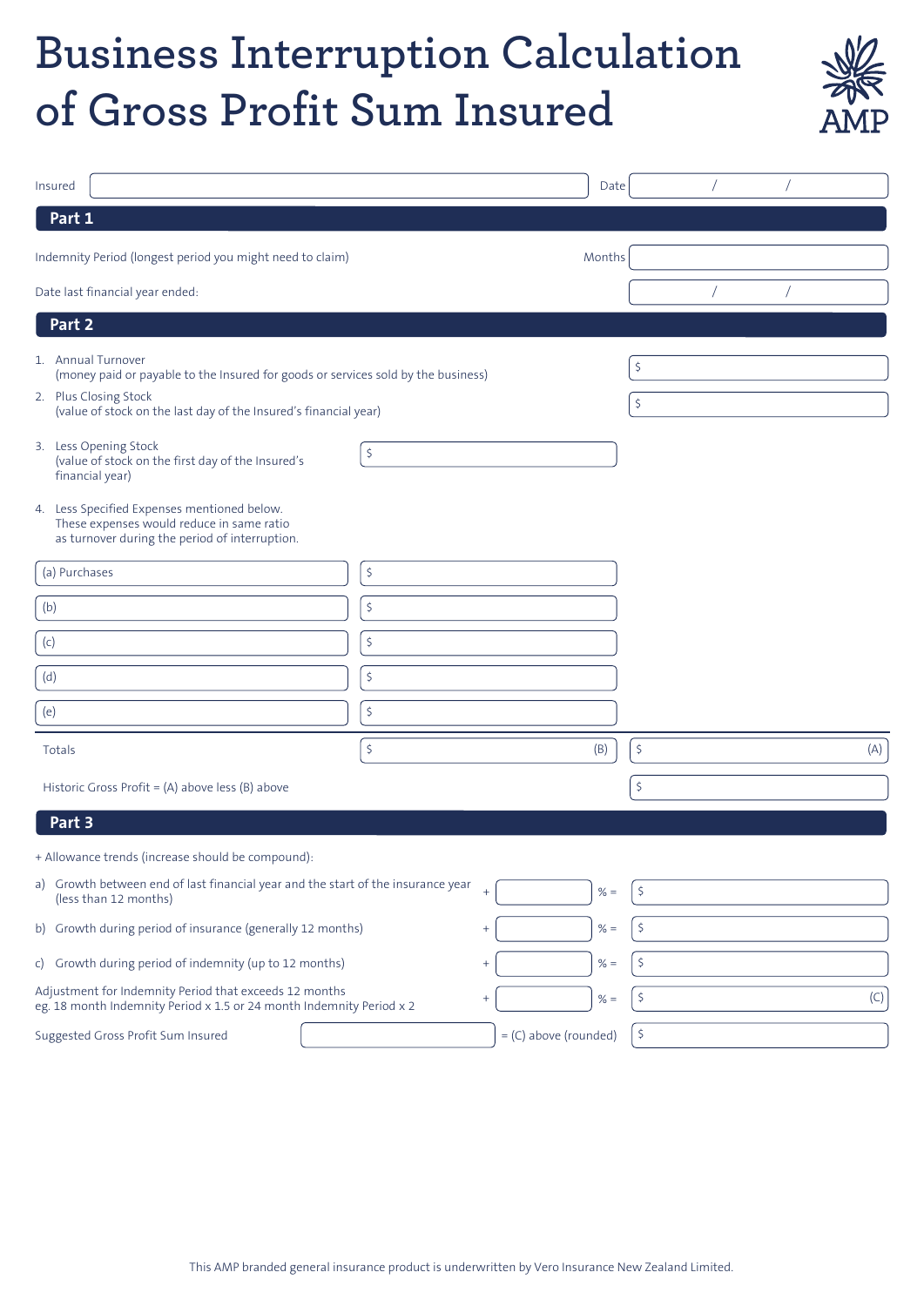# Business Interruption Calculation of Gross Profit Sum Insured

AMP

| | | | |
|---|---|---|---|
| Insured | | Date | / / |

## Part 1

| | | |
|---|---|---|
| Indemnity Period (longest period you might need to claim) | Months | |
| Date last financial year ended: | | / / |

## Part 2

| | | |
|---|---|---|
| 1. Annual Turnover (money paid or payable to the Insured for goods or services sold by the business) | | $ |
| 2. Plus Closing Stock (value of stock on the last day of the Insured's financial year) | | $ |
| 3. Less Opening Stock (value of stock on the first day of the Insured's financial year) | $ | |
| 4. Less Specified Expenses mentioned below. These expenses would reduce in same ratio as turnover during the period of interruption. | | |
| (a) Purchases | $ | |
| (b) | $ | |
| (c) | $ | |
| (d) | $ | |
| (e) | $ | |
| Totals | $ (B) | $ (A) |
| Historic Gross Profit = (A) above less (B) above | | $ |

## Part 3

+ Allowance trends (increase should be compound):

| | | | |
|---|---|---|---|
| a) Growth between end of last financial year and the start of the insurance year (less than 12 months) | + | % = | $ |
| b) Growth during period of insurance (generally 12 months) | + | % = | $ |
| c) Growth during period of indemnity (up to 12 months) | + | % = | $ |
| Adjustment for Indemnity Period that exceeds 12 months eg. 18 month Indemnity Period x 1.5 or 24 month Indemnity Period x 2 | + | % = | $ (C) |
| Suggested Gross Profit Sum Insured | | = (C) above (rounded) | $ |

This AMP branded general insurance product is underwritten by Vero Insurance New Zealand Limited.